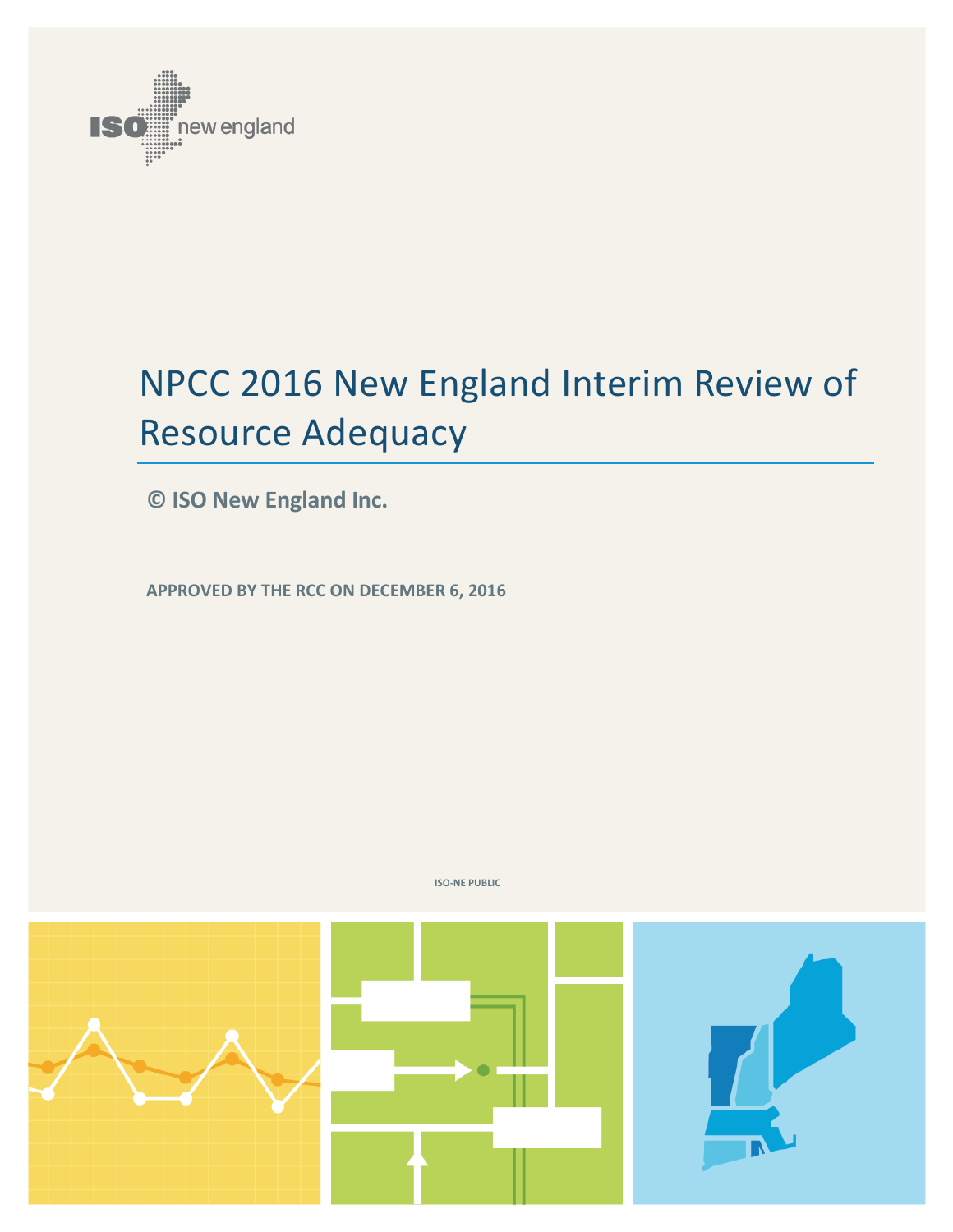# NPCC 2016 New England Interim Review of Resource Adequacy

**© ISO New England Inc.**

**APPROVED BY THE RCC ON DECEMBER 6, 2016**

ISO-NE PUBLIC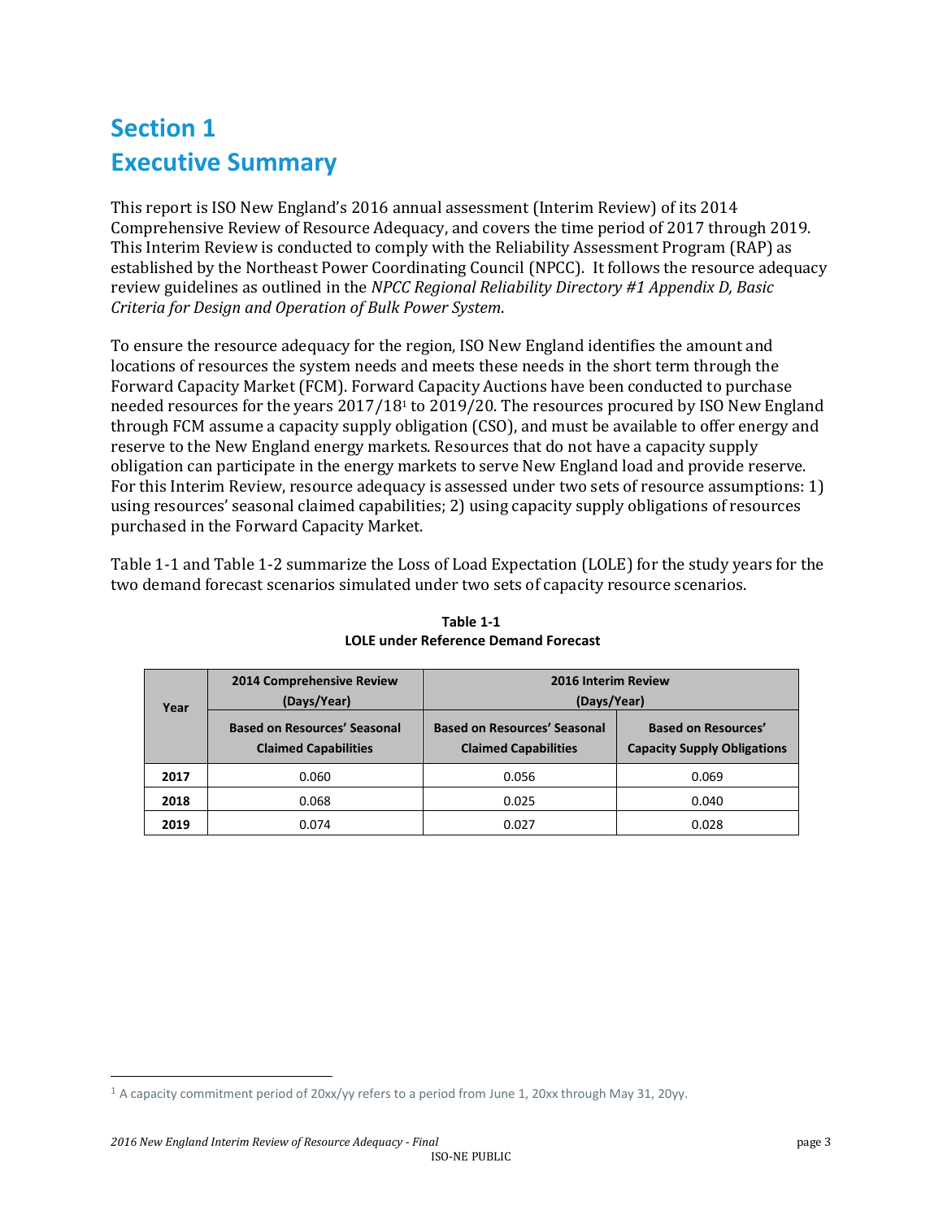# Section 1
# Executive Summary

This report is ISO New England's 2016 annual assessment (Interim Review) of its 2014 Comprehensive Review of Resource Adequacy, and covers the time period of 2017 through 2019. This Interim Review is conducted to comply with the Reliability Assessment Program (RAP) as established by the Northeast Power Coordinating Council (NPCC). It follows the resource adequacy review guidelines as outlined in the *NPCC Regional Reliability Directory #1 Appendix D, Basic Criteria for Design and Operation of Bulk Power System*.

To ensure the resource adequacy for the region, ISO New England identifies the amount and locations of resources the system needs and meets these needs in the short term through the Forward Capacity Market (FCM). Forward Capacity Auctions have been conducted to purchase needed resources for the years 2017/18[1] to 2019/20. The resources procured by ISO New England through FCM assume a capacity supply obligation (CSO), and must be available to offer energy and reserve to the New England energy markets. Resources that do not have a capacity supply obligation can participate in the energy markets to serve New England load and provide reserve. For this Interim Review, resource adequacy is assessed under two sets of resource assumptions: 1) using resources' seasonal claimed capabilities; 2) using capacity supply obligations of resources purchased in the Forward Capacity Market.

Table 1-1 and Table 1-2 summarize the Loss of Load Expectation (LOLE) for the study years for the two demand forecast scenarios simulated under two sets of capacity resource scenarios.

**Table 1-1**
**LOLE under Reference Demand Forecast**

| Year | 2014 Comprehensive Review (Days/Year) | 2016 Interim Review (Days/Year) | |
|---|---|---|---|
| | Based on Resources' Seasonal Claimed Capabilities | Based on Resources' Seasonal Claimed Capabilities | Based on Resources' Capacity Supply Obligations |
| 2017 | 0.060 | 0.056 | 0.069 |
| 2018 | 0.068 | 0.025 | 0.040 |
| 2019 | 0.074 | 0.027 | 0.028 |

[1] A capacity commitment period of 20xx/yy refers to a period from June 1, 20xx through May 31, 20yy.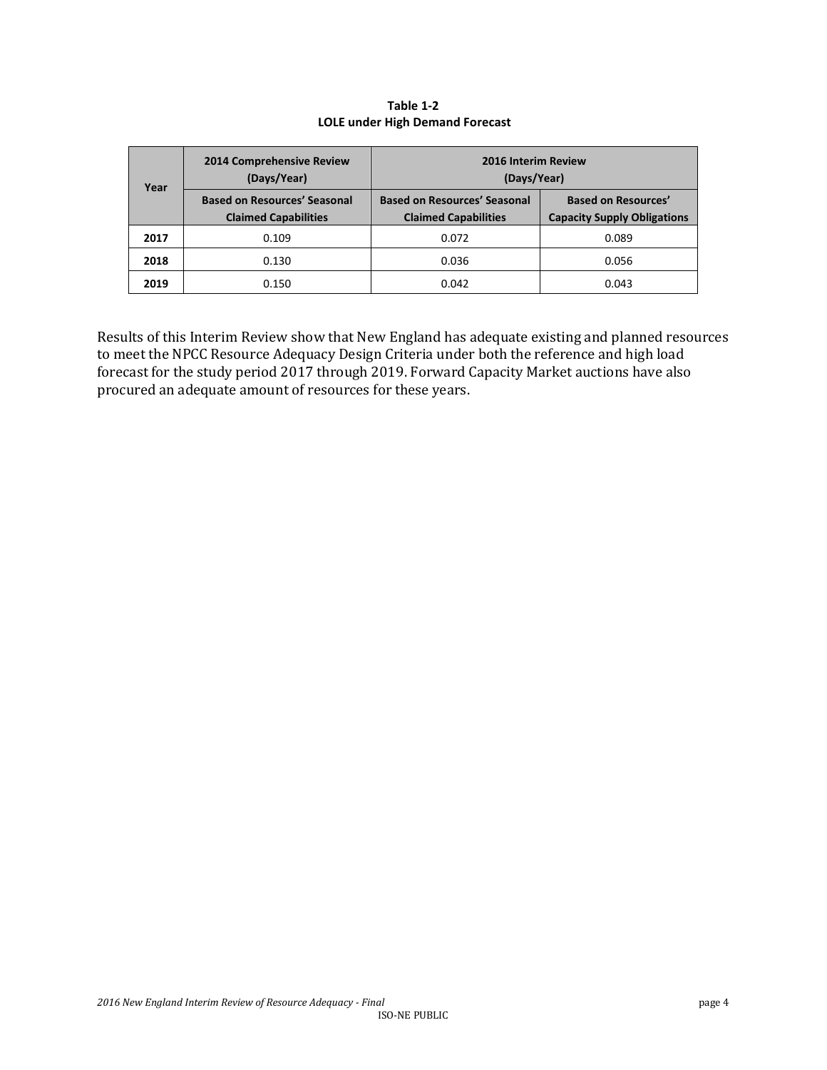**Table 1-2**
**LOLE under High Demand Forecast**

| Year | 2014 Comprehensive Review (Days/Year) | 2016 Interim Review (Days/Year) | |
|---|---|---|---|
| | Based on Resources' Seasonal Claimed Capabilities | Based on Resources' Seasonal Claimed Capabilities | Based on Resources' Capacity Supply Obligations |
| **2017** | 0.109 | 0.072 | 0.089 |
| **2018** | 0.130 | 0.036 | 0.056 |
| **2019** | 0.150 | 0.042 | 0.043 |

Results of this Interim Review show that New England has adequate existing and planned resources to meet the NPCC Resource Adequacy Design Criteria under both the reference and high load forecast for the study period 2017 through 2019. Forward Capacity Market auctions have also procured an adequate amount of resources for these years.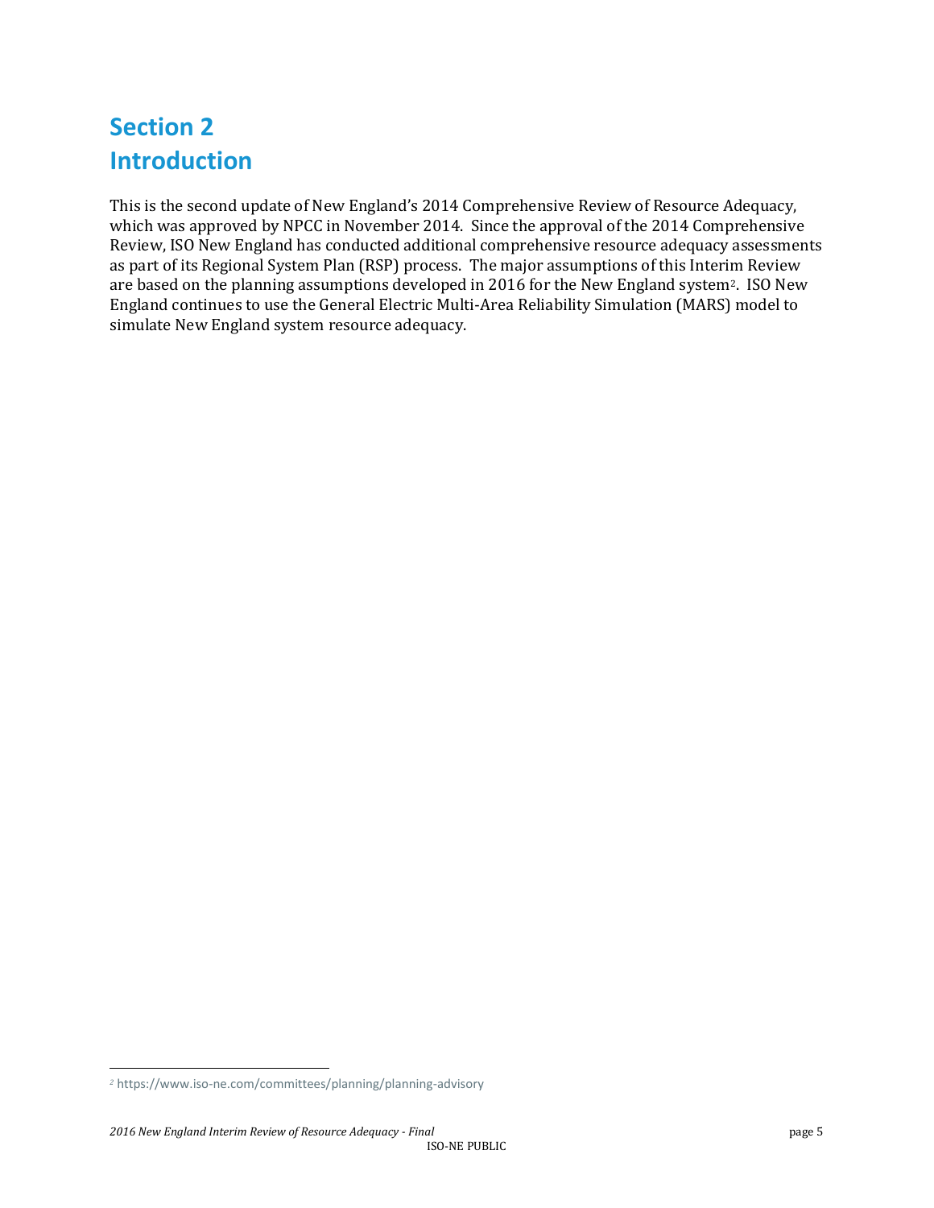# Section 2
# Introduction

This is the second update of New England's 2014 Comprehensive Review of Resource Adequacy, which was approved by NPCC in November 2014. Since the approval of the 2014 Comprehensive Review, ISO New England has conducted additional comprehensive resource adequacy assessments as part of its Regional System Plan (RSP) process. The major assumptions of this Interim Review are based on the planning assumptions developed in 2016 for the New England system[2]. ISO New England continues to use the General Electric Multi-Area Reliability Simulation (MARS) model to simulate New England system resource adequacy.

[2] https://www.iso-ne.com/committees/planning/planning-advisory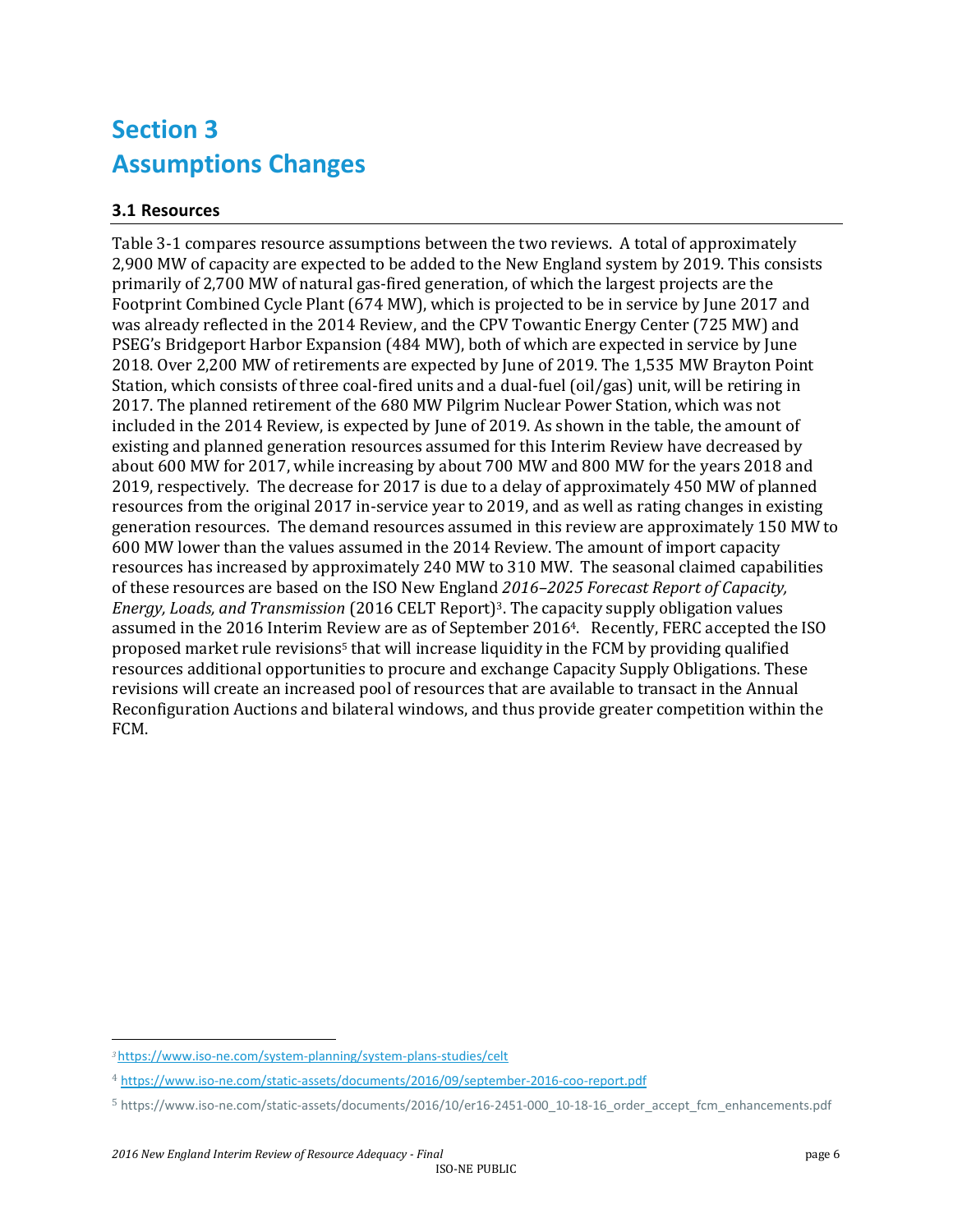# Section 3
# Assumptions Changes

## 3.1 Resources

Table 3-1 compares resource assumptions between the two reviews. A total of approximately 2,900 MW of capacity are expected to be added to the New England system by 2019. This consists primarily of 2,700 MW of natural gas-fired generation, of which the largest projects are the Footprint Combined Cycle Plant (674 MW), which is projected to be in service by June 2017 and was already reflected in the 2014 Review, and the CPV Towantic Energy Center (725 MW) and PSEG's Bridgeport Harbor Expansion (484 MW), both of which are expected in service by June 2018. Over 2,200 MW of retirements are expected by June of 2019. The 1,535 MW Brayton Point Station, which consists of three coal-fired units and a dual-fuel (oil/gas) unit, will be retiring in 2017. The planned retirement of the 680 MW Pilgrim Nuclear Power Station, which was not included in the 2014 Review, is expected by June of 2019. As shown in the table, the amount of existing and planned generation resources assumed for this Interim Review have decreased by about 600 MW for 2017, while increasing by about 700 MW and 800 MW for the years 2018 and 2019, respectively. The decrease for 2017 is due to a delay of approximately 450 MW of planned resources from the original 2017 in-service year to 2019, and as well as rating changes in existing generation resources. The demand resources assumed in this review are approximately 150 MW to 600 MW lower than the values assumed in the 2014 Review. The amount of import capacity resources has increased by approximately 240 MW to 310 MW. The seasonal claimed capabilities of these resources are based on the ISO New England *2016–2025 Forecast Report of Capacity, Energy, Loads, and Transmission* (2016 CELT Report)[3]. The capacity supply obligation values assumed in the 2016 Interim Review are as of September 2016[4]. Recently, FERC accepted the ISO proposed market rule revisions[5] that will increase liquidity in the FCM by providing qualified resources additional opportunities to procure and exchange Capacity Supply Obligations. These revisions will create an increased pool of resources that are available to transact in the Annual Reconfiguration Auctions and bilateral windows, and thus provide greater competition within the FCM.

---

[3] https://www.iso-ne.com/system-planning/system-plans-studies/celt

[4] https://www.iso-ne.com/static-assets/documents/2016/09/september-2016-coo-report.pdf

[5] https://www.iso-ne.com/static-assets/documents/2016/10/er16-2451-000_10-18-16_order_accept_fcm_enhancements.pdf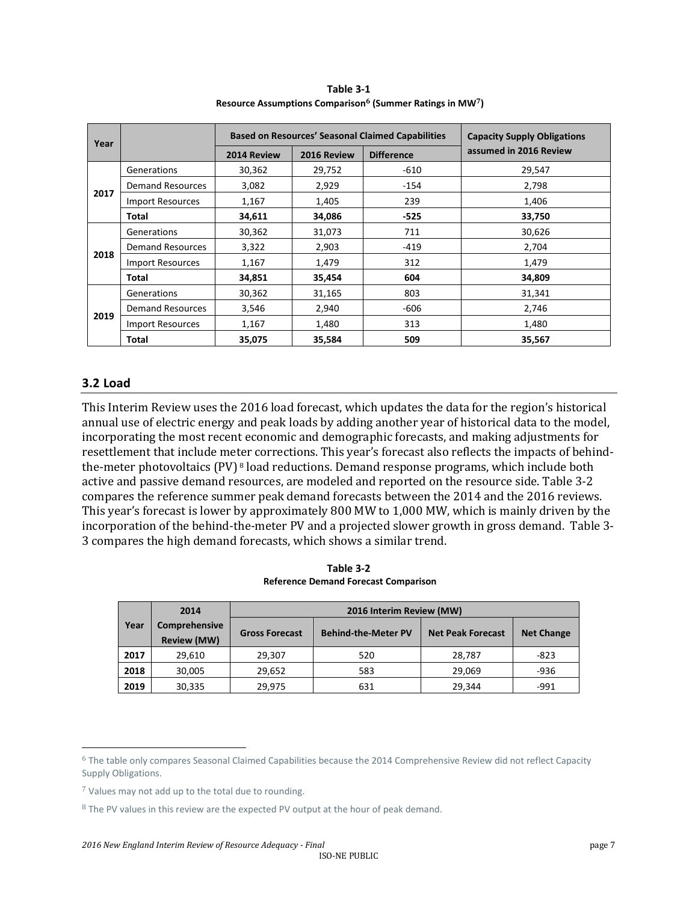**Table 3-1**
**Resource Assumptions Comparison[6] (Summer Ratings in MW[7])**

| Year | | Based on Resources' Seasonal Claimed Capabilities | | | Capacity Supply Obligations assumed in 2016 Review |
|---|---|---|---|---|---|
| | | 2014 Review | 2016 Review | Difference | |
| 2017 | Generations | 30,362 | 29,752 | -610 | 29,547 |
| | Demand Resources | 3,082 | 2,929 | -154 | 2,798 |
| | Import Resources | 1,167 | 1,405 | 239 | 1,406 |
| | **Total** | **34,611** | **34,086** | **-525** | **33,750** |
| 2018 | Generations | 30,362 | 31,073 | 711 | 30,626 |
| | Demand Resources | 3,322 | 2,903 | -419 | 2,704 |
| | Import Resources | 1,167 | 1,479 | 312 | 1,479 |
| | **Total** | **34,851** | **35,454** | **604** | **34,809** |
| 2019 | Generations | 30,362 | 31,165 | 803 | 31,341 |
| | Demand Resources | 3,546 | 2,940 | -606 | 2,746 |
| | Import Resources | 1,167 | 1,480 | 313 | 1,480 |
| | **Total** | **35,075** | **35,584** | **509** | **35,567** |

## 3.2 Load

This Interim Review uses the 2016 load forecast, which updates the data for the region's historical annual use of electric energy and peak loads by adding another year of historical data to the model, incorporating the most recent economic and demographic forecasts, and making adjustments for resettlement that include meter corrections. This year's forecast also reflects the impacts of behind-the-meter photovoltaics (PV)[8] load reductions. Demand response programs, which include both active and passive demand resources, are modeled and reported on the resource side. Table 3-2 compares the reference summer peak demand forecasts between the 2014 and the 2016 reviews. This year's forecast is lower by approximately 800 MW to 1,000 MW, which is mainly driven by the incorporation of the behind-the-meter PV and a projected slower growth in gross demand. Table 3-3 compares the high demand forecasts, which shows a similar trend.

**Table 3-2**
**Reference Demand Forecast Comparison**

| Year | 2014 Comprehensive Review (MW) | 2016 Interim Review (MW) | | | |
|---|---|---|---|---|---|
| | | Gross Forecast | Behind-the-Meter PV | Net Peak Forecast | Net Change |
| **2017** | 29,610 | 29,307 | 520 | 28,787 | -823 |
| **2018** | 30,005 | 29,652 | 583 | 29,069 | -936 |
| **2019** | 30,335 | 29,975 | 631 | 29,344 | -991 |

[6] The table only compares Seasonal Claimed Capabilities because the 2014 Comprehensive Review did not reflect Capacity Supply Obligations.

[7] Values may not add up to the total due to rounding.

[8] The PV values in this review are the expected PV output at the hour of peak demand.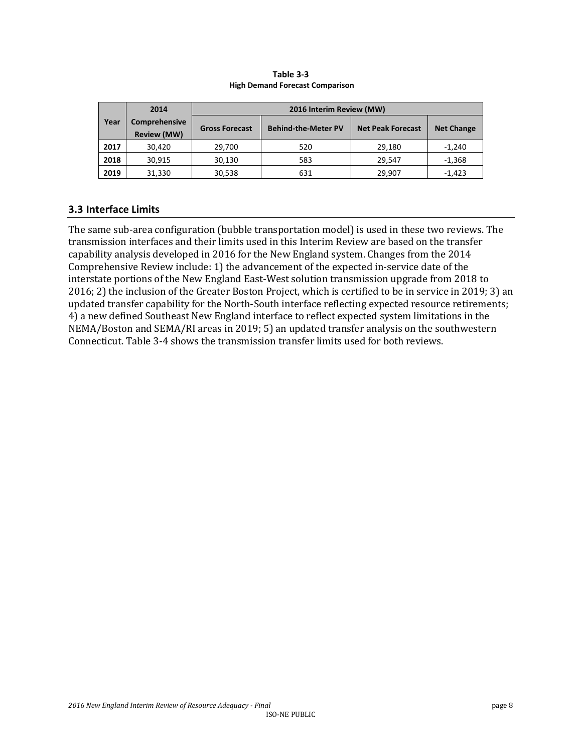**Table 3-3**
**High Demand Forecast Comparison**

| Year | 2014 Comprehensive Review (MW) | 2016 Interim Review (MW) | | | |
|---|---|---|---|---|---|
| | | Gross Forecast | Behind-the-Meter PV | Net Peak Forecast | Net Change |
| **2017** | 30,420 | 29,700 | 520 | 29,180 | -1,240 |
| **2018** | 30,915 | 30,130 | 583 | 29,547 | -1,368 |
| **2019** | 31,330 | 30,538 | 631 | 29,907 | -1,423 |

## 3.3 Interface Limits

The same sub-area configuration (bubble transportation model) is used in these two reviews. The transmission interfaces and their limits used in this Interim Review are based on the transfer capability analysis developed in 2016 for the New England system. Changes from the 2014 Comprehensive Review include: 1) the advancement of the expected in-service date of the interstate portions of the New England East-West solution transmission upgrade from 2018 to 2016; 2) the inclusion of the Greater Boston Project, which is certified to be in service in 2019; 3) an updated transfer capability for the North-South interface reflecting expected resource retirements; 4) a new defined Southeast New England interface to reflect expected system limitations in the NEMA/Boston and SEMA/RI areas in 2019; 5) an updated transfer analysis on the southwestern Connecticut. Table 3-4 shows the transmission transfer limits used for both reviews.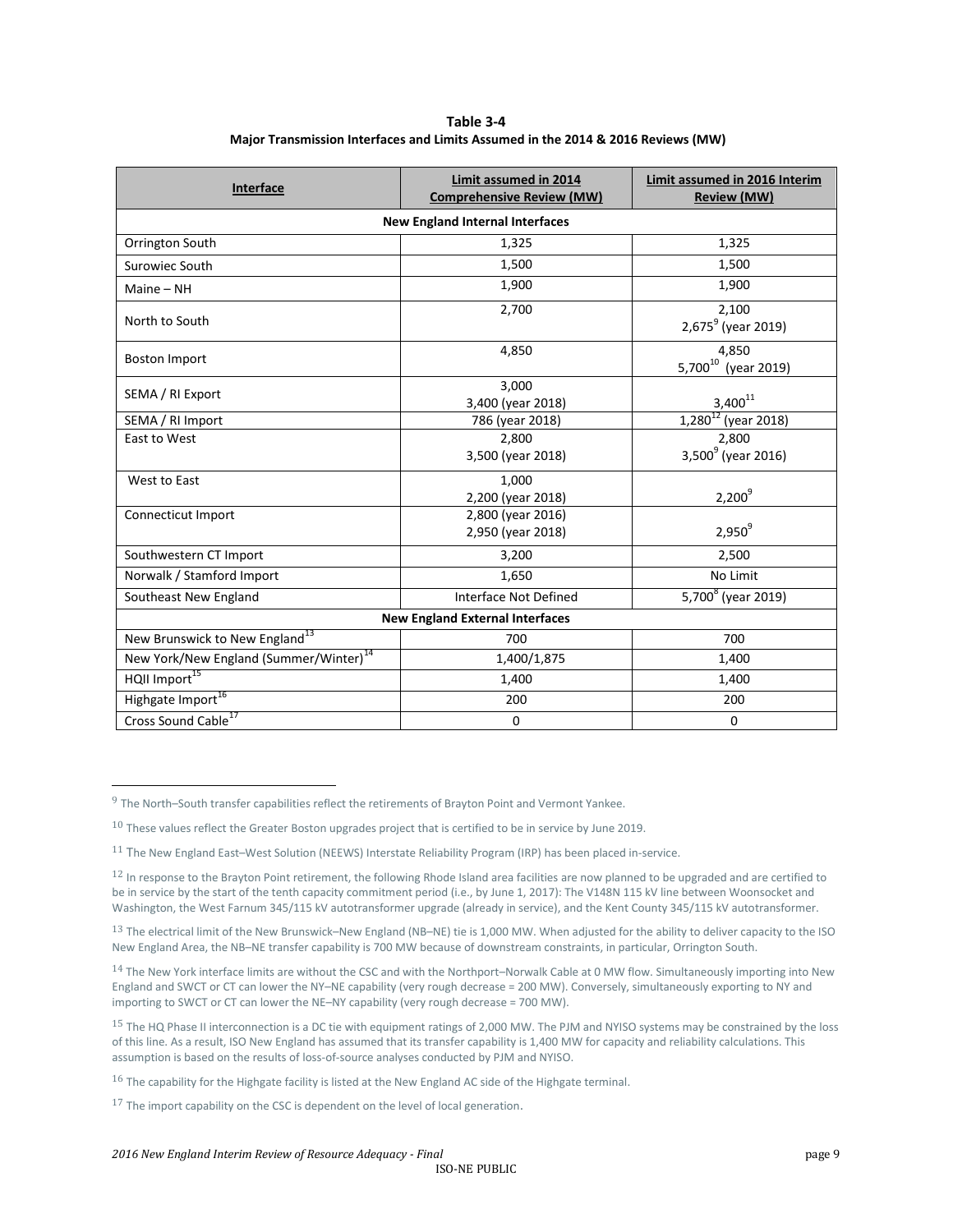**Table 3-4**
**Major Transmission Interfaces and Limits Assumed in the 2014 & 2016 Reviews (MW)**

| Interface | Limit assumed in 2014 Comprehensive Review (MW) | Limit assumed in 2016 Interim Review (MW) |
|---|---|---|
| **New England Internal Interfaces** | | |
| Orrington South | 1,325 | 1,325 |
| Surowiec South | 1,500 | 1,500 |
| Maine – NH | 1,900 | 1,900 |
| North to South | 2,700 | 2,100<br>2,675[9] (year 2019) |
| Boston Import | 4,850 | 4,850<br>5,700[10] (year 2019) |
| SEMA / RI Export | 3,000<br>3,400 (year 2018) | 3,400[11] |
| SEMA / RI Import | 786 (year 2018) | 1,280[12] (year 2018) |
| East to West | 2,800<br>3,500 (year 2018) | 2,800<br>3,500[9] (year 2016) |
| West to East | 1,000<br>2,200 (year 2018) | 2,200[9] |
| Connecticut Import | 2,800 (year 2016)<br>2,950 (year 2018) | 2,950[9] |
| Southwestern CT Import | 3,200 | 2,500 |
| Norwalk / Stamford Import | 1,650 | No Limit |
| Southeast New England | Interface Not Defined | 5,700[8] (year 2019) |
| **New England External Interfaces** | | |
| New Brunswick to New England[13] | 700 | 700 |
| New York/New England (Summer/Winter)[14] | 1,400/1,875 | 1,400 |
| HQII Import[15] | 1,400 | 1,400 |
| Highgate Import[16] | 200 | 200 |
| Cross Sound Cable[17] | 0 | 0 |

[9] The North–South transfer capabilities reflect the retirements of Brayton Point and Vermont Yankee.

[10] These values reflect the Greater Boston upgrades project that is certified to be in service by June 2019.

[11] The New England East–West Solution (NEEWS) Interstate Reliability Program (IRP) has been placed in-service.

[12] In response to the Brayton Point retirement, the following Rhode Island area facilities are now planned to be upgraded and are certified to be in service by the start of the tenth capacity commitment period (i.e., by June 1, 2017): The V148N 115 kV line between Woonsocket and Washington, the West Farnum 345/115 kV autotransformer upgrade (already in service), and the Kent County 345/115 kV autotransformer.

[13] The electrical limit of the New Brunswick–New England (NB–NE) tie is 1,000 MW. When adjusted for the ability to deliver capacity to the ISO New England Area, the NB–NE transfer capability is 700 MW because of downstream constraints, in particular, Orrington South.

[14] The New York interface limits are without the CSC and with the Northport–Norwalk Cable at 0 MW flow. Simultaneously importing into New England and SWCT or CT can lower the NY–NE capability (very rough decrease = 200 MW). Conversely, simultaneously exporting to NY and importing to SWCT or CT can lower the NE–NY capability (very rough decrease = 700 MW).

[15] The HQ Phase II interconnection is a DC tie with equipment ratings of 2,000 MW. The PJM and NYISO systems may be constrained by the loss of this line. As a result, ISO New England has assumed that its transfer capability is 1,400 MW for capacity and reliability calculations. This assumption is based on the results of loss-of-source analyses conducted by PJM and NYISO.

[16] The capability for the Highgate facility is listed at the New England AC side of the Highgate terminal.

[17] The import capability on the CSC is dependent on the level of local generation.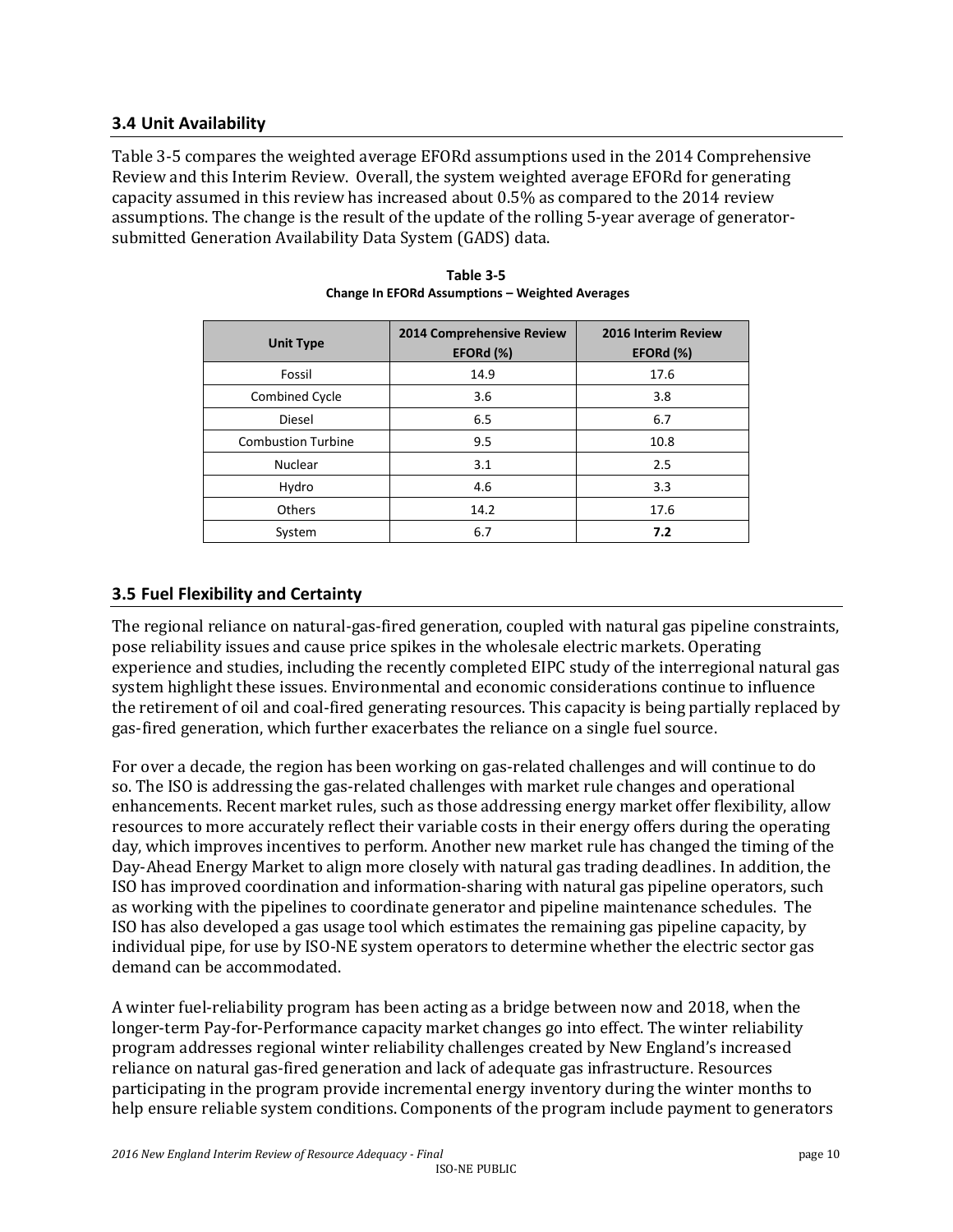### 3.4 Unit Availability

Table 3-5 compares the weighted average EFORd assumptions used in the 2014 Comprehensive Review and this Interim Review. Overall, the system weighted average EFORd for generating capacity assumed in this review has increased about 0.5% as compared to the 2014 review assumptions. The change is the result of the update of the rolling 5-year average of generator-submitted Generation Availability Data System (GADS) data.

**Table 3-5**
**Change In EFORd Assumptions – Weighted Averages**

| Unit Type | 2014 Comprehensive Review EFORd (%) | 2016 Interim Review EFORd (%) |
|---|---|---|
| Fossil | 14.9 | 17.6 |
| Combined Cycle | 3.6 | 3.8 |
| Diesel | 6.5 | 6.7 |
| Combustion Turbine | 9.5 | 10.8 |
| Nuclear | 3.1 | 2.5 |
| Hydro | 4.6 | 3.3 |
| Others | 14.2 | 17.6 |
| System | 6.7 | **7.2** |

### 3.5 Fuel Flexibility and Certainty

The regional reliance on natural-gas-fired generation, coupled with natural gas pipeline constraints, pose reliability issues and cause price spikes in the wholesale electric markets. Operating experience and studies, including the recently completed EIPC study of the interregional natural gas system highlight these issues. Environmental and economic considerations continue to influence the retirement of oil and coal-fired generating resources. This capacity is being partially replaced by gas-fired generation, which further exacerbates the reliance on a single fuel source.

For over a decade, the region has been working on gas-related challenges and will continue to do so. The ISO is addressing the gas-related challenges with market rule changes and operational enhancements. Recent market rules, such as those addressing energy market offer flexibility, allow resources to more accurately reflect their variable costs in their energy offers during the operating day, which improves incentives to perform. Another new market rule has changed the timing of the Day-Ahead Energy Market to align more closely with natural gas trading deadlines. In addition, the ISO has improved coordination and information-sharing with natural gas pipeline operators, such as working with the pipelines to coordinate generator and pipeline maintenance schedules. The ISO has also developed a gas usage tool which estimates the remaining gas pipeline capacity, by individual pipe, for use by ISO-NE system operators to determine whether the electric sector gas demand can be accommodated.

A winter fuel-reliability program has been acting as a bridge between now and 2018, when the longer-term Pay-for-Performance capacity market changes go into effect. The winter reliability program addresses regional winter reliability challenges created by New England's increased reliance on natural gas-fired generation and lack of adequate gas infrastructure. Resources participating in the program provide incremental energy inventory during the winter months to help ensure reliable system conditions. Components of the program include payment to generators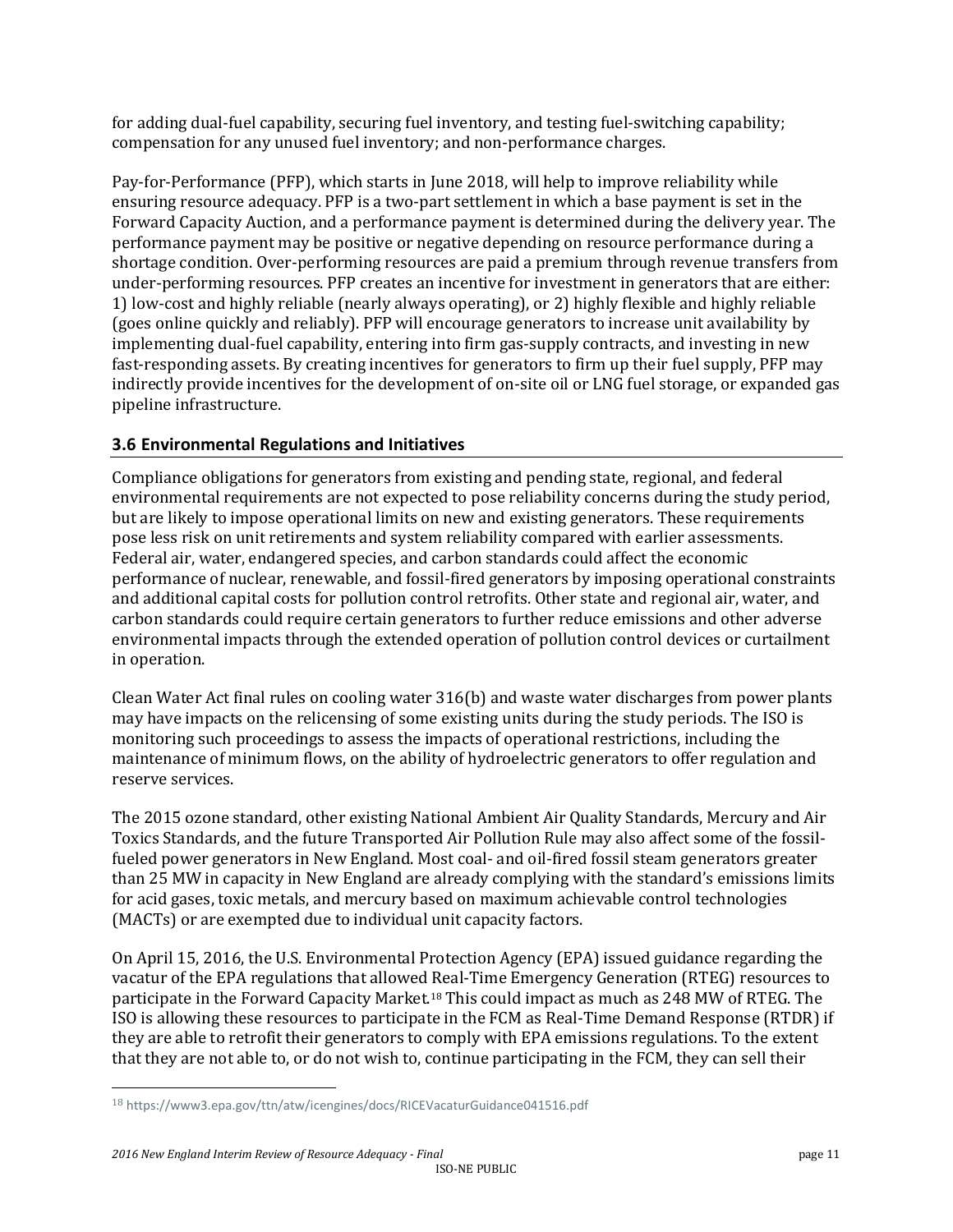for adding dual-fuel capability, securing fuel inventory, and testing fuel-switching capability; compensation for any unused fuel inventory; and non-performance charges.

Pay-for-Performance (PFP), which starts in June 2018, will help to improve reliability while ensuring resource adequacy. PFP is a two-part settlement in which a base payment is set in the Forward Capacity Auction, and a performance payment is determined during the delivery year. The performance payment may be positive or negative depending on resource performance during a shortage condition. Over-performing resources are paid a premium through revenue transfers from under-performing resources. PFP creates an incentive for investment in generators that are either: 1) low-cost and highly reliable (nearly always operating), or 2) highly flexible and highly reliable (goes online quickly and reliably). PFP will encourage generators to increase unit availability by implementing dual-fuel capability, entering into firm gas-supply contracts, and investing in new fast-responding assets. By creating incentives for generators to firm up their fuel supply, PFP may indirectly provide incentives for the development of on-site oil or LNG fuel storage, or expanded gas pipeline infrastructure.

### 3.6 Environmental Regulations and Initiatives

Compliance obligations for generators from existing and pending state, regional, and federal environmental requirements are not expected to pose reliability concerns during the study period, but are likely to impose operational limits on new and existing generators. These requirements pose less risk on unit retirements and system reliability compared with earlier assessments. Federal air, water, endangered species, and carbon standards could affect the economic performance of nuclear, renewable, and fossil-fired generators by imposing operational constraints and additional capital costs for pollution control retrofits. Other state and regional air, water, and carbon standards could require certain generators to further reduce emissions and other adverse environmental impacts through the extended operation of pollution control devices or curtailment in operation.

Clean Water Act final rules on cooling water 316(b) and waste water discharges from power plants may have impacts on the relicensing of some existing units during the study periods. The ISO is monitoring such proceedings to assess the impacts of operational restrictions, including the maintenance of minimum flows, on the ability of hydroelectric generators to offer regulation and reserve services.

The 2015 ozone standard, other existing National Ambient Air Quality Standards, Mercury and Air Toxics Standards, and the future Transported Air Pollution Rule may also affect some of the fossil-fueled power generators in New England. Most coal- and oil-fired fossil steam generators greater than 25 MW in capacity in New England are already complying with the standard's emissions limits for acid gases, toxic metals, and mercury based on maximum achievable control technologies (MACTs) or are exempted due to individual unit capacity factors.

On April 15, 2016, the U.S. Environmental Protection Agency (EPA) issued guidance regarding the vacatur of the EPA regulations that allowed Real-Time Emergency Generation (RTEG) resources to participate in the Forward Capacity Market.[18] This could impact as much as 248 MW of RTEG. The ISO is allowing these resources to participate in the FCM as Real-Time Demand Response (RTDR) if they are able to retrofit their generators to comply with EPA emissions regulations. To the extent that they are not able to, or do not wish to, continue participating in the FCM, they can sell their

[18] https://www3.epa.gov/ttn/atw/icengines/docs/RICEVacaturGuidance041516.pdf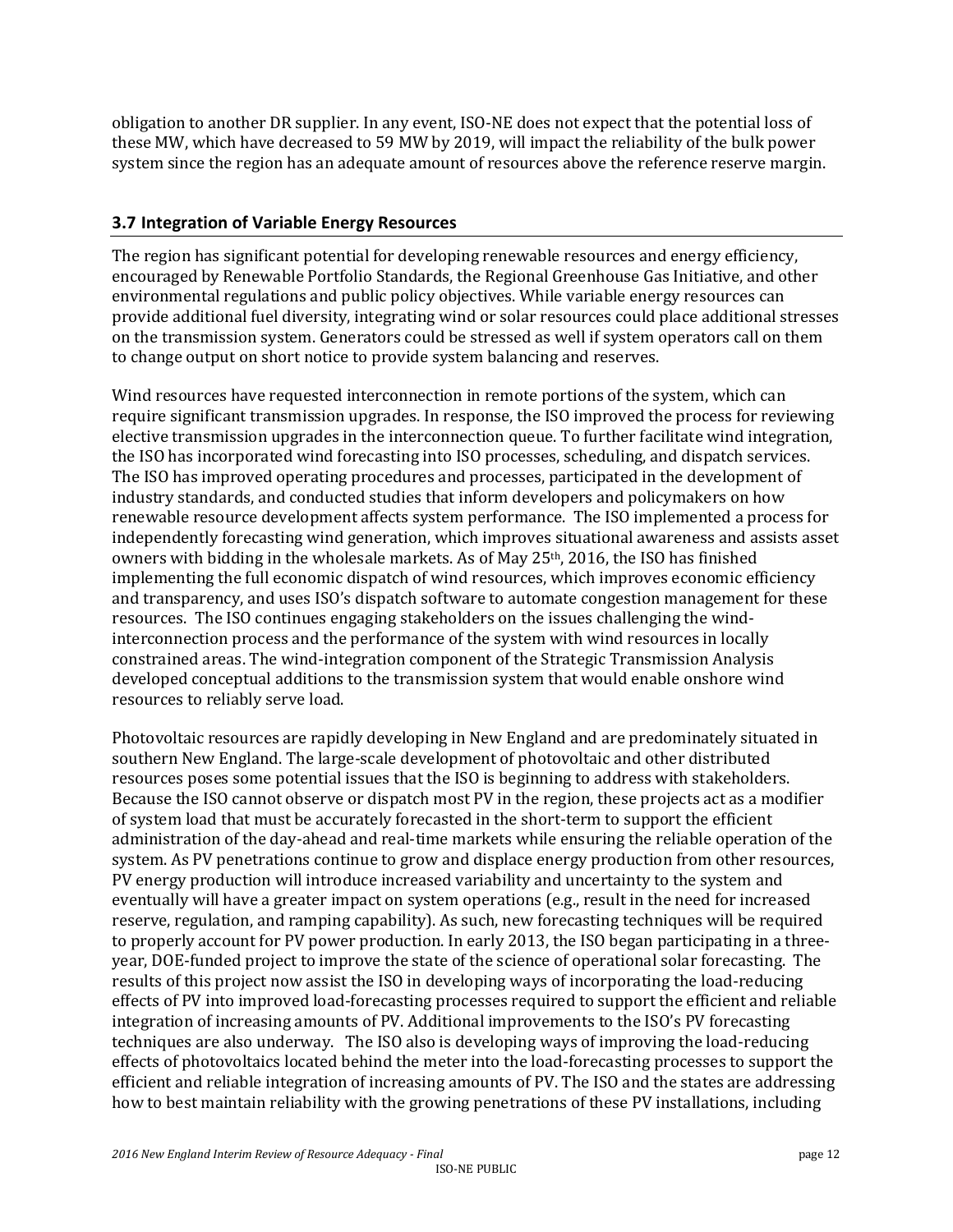obligation to another DR supplier. In any event, ISO-NE does not expect that the potential loss of these MW, which have decreased to 59 MW by 2019, will impact the reliability of the bulk power system since the region has an adequate amount of resources above the reference reserve margin.

### 3.7 Integration of Variable Energy Resources

The region has significant potential for developing renewable resources and energy efficiency, encouraged by Renewable Portfolio Standards, the Regional Greenhouse Gas Initiative, and other environmental regulations and public policy objectives. While variable energy resources can provide additional fuel diversity, integrating wind or solar resources could place additional stresses on the transmission system. Generators could be stressed as well if system operators call on them to change output on short notice to provide system balancing and reserves.

Wind resources have requested interconnection in remote portions of the system, which can require significant transmission upgrades. In response, the ISO improved the process for reviewing elective transmission upgrades in the interconnection queue. To further facilitate wind integration, the ISO has incorporated wind forecasting into ISO processes, scheduling, and dispatch services. The ISO has improved operating procedures and processes, participated in the development of industry standards, and conducted studies that inform developers and policymakers on how renewable resource development affects system performance. The ISO implemented a process for independently forecasting wind generation, which improves situational awareness and assists asset owners with bidding in the wholesale markets. As of May 25th, 2016, the ISO has finished implementing the full economic dispatch of wind resources, which improves economic efficiency and transparency, and uses ISO's dispatch software to automate congestion management for these resources. The ISO continues engaging stakeholders on the issues challenging the wind-interconnection process and the performance of the system with wind resources in locally constrained areas. The wind-integration component of the Strategic Transmission Analysis developed conceptual additions to the transmission system that would enable onshore wind resources to reliably serve load.

Photovoltaic resources are rapidly developing in New England and are predominately situated in southern New England. The large-scale development of photovoltaic and other distributed resources poses some potential issues that the ISO is beginning to address with stakeholders. Because the ISO cannot observe or dispatch most PV in the region, these projects act as a modifier of system load that must be accurately forecasted in the short-term to support the efficient administration of the day-ahead and real-time markets while ensuring the reliable operation of the system. As PV penetrations continue to grow and displace energy production from other resources, PV energy production will introduce increased variability and uncertainty to the system and eventually will have a greater impact on system operations (e.g., result in the need for increased reserve, regulation, and ramping capability). As such, new forecasting techniques will be required to properly account for PV power production. In early 2013, the ISO began participating in a three-year, DOE-funded project to improve the state of the science of operational solar forecasting. The results of this project now assist the ISO in developing ways of incorporating the load-reducing effects of PV into improved load-forecasting processes required to support the efficient and reliable integration of increasing amounts of PV. Additional improvements to the ISO's PV forecasting techniques are also underway. The ISO also is developing ways of improving the load-reducing effects of photovoltaics located behind the meter into the load-forecasting processes to support the efficient and reliable integration of increasing amounts of PV. The ISO and the states are addressing how to best maintain reliability with the growing penetrations of these PV installations, including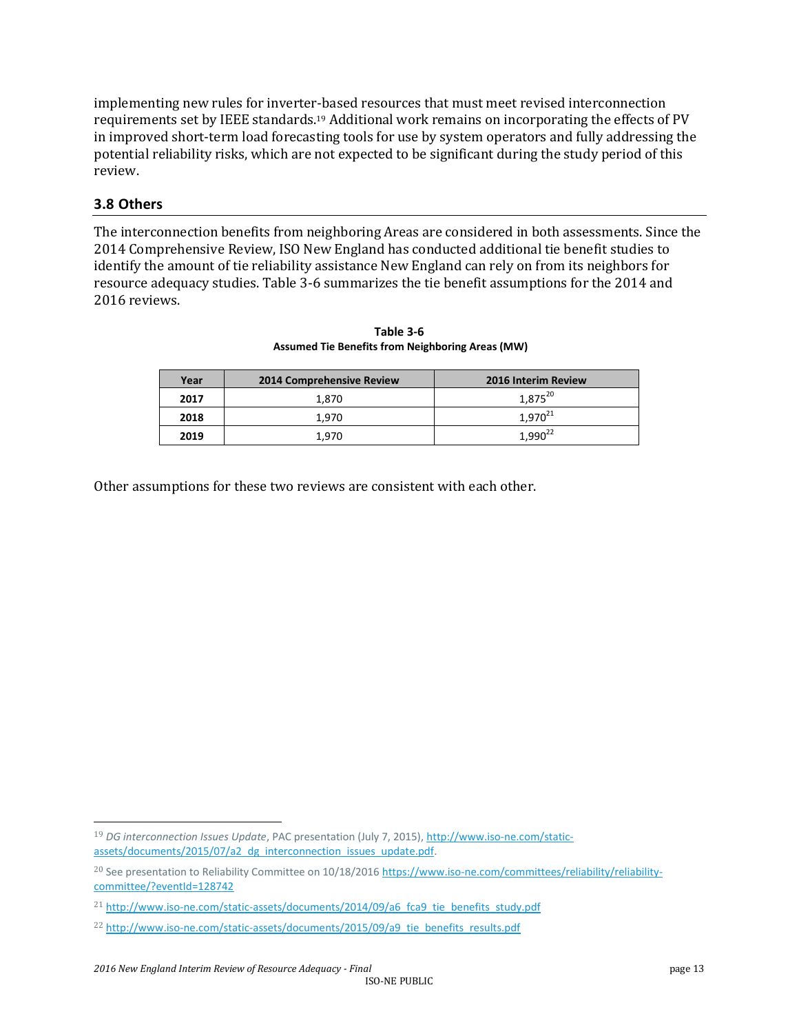implementing new rules for inverter-based resources that must meet revised interconnection requirements set by IEEE standards.[19] Additional work remains on incorporating the effects of PV in improved short-term load forecasting tools for use by system operators and fully addressing the potential reliability risks, which are not expected to be significant during the study period of this review.

## 3.8 Others

The interconnection benefits from neighboring Areas are considered in both assessments. Since the 2014 Comprehensive Review, ISO New England has conducted additional tie benefit studies to identify the amount of tie reliability assistance New England can rely on from its neighbors for resource adequacy studies. Table 3-6 summarizes the tie benefit assumptions for the 2014 and 2016 reviews.

**Table 3-6**
**Assumed Tie Benefits from Neighboring Areas (MW)**

| Year | 2014 Comprehensive Review | 2016 Interim Review |
|---|---|---|
| **2017** | 1,870 | 1,875[20] |
| **2018** | 1,970 | 1,970[21] |
| **2019** | 1,970 | 1,990[22] |

Other assumptions for these two reviews are consistent with each other.

---

[19] *DG interconnection Issues Update*, PAC presentation (July 7, 2015), http://www.iso-ne.com/static-assets/documents/2015/07/a2_dg_interconnection_issues_update.pdf.

[20] See presentation to Reliability Committee on 10/18/2016 https://www.iso-ne.com/committees/reliability/reliability-committee/?eventId=128742

[21] http://www.iso-ne.com/static-assets/documents/2014/09/a6_fca9_tie_benefits_study.pdf

[22] http://www.iso-ne.com/static-assets/documents/2015/09/a9_tie_benefits_results.pdf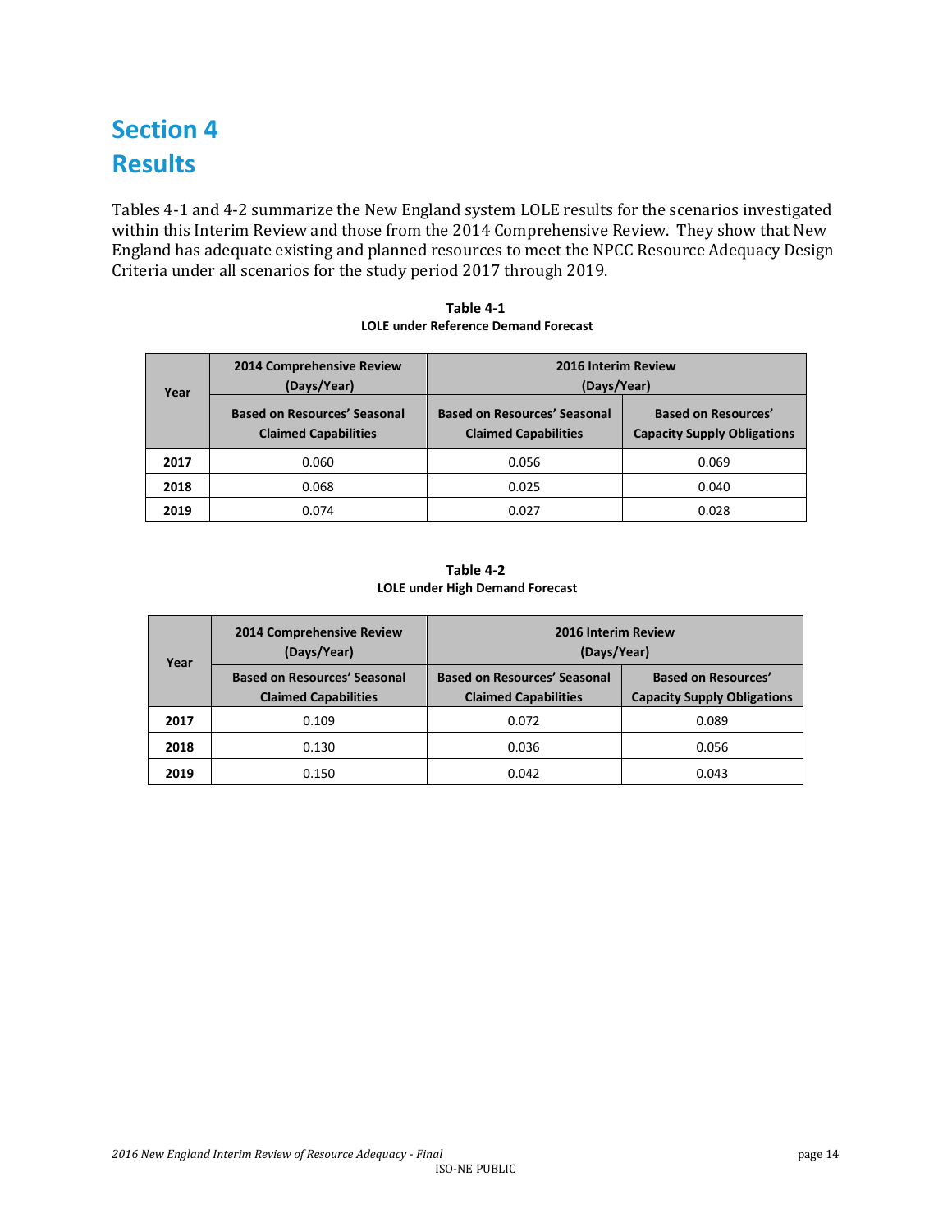# Section 4
# Results

Tables 4-1 and 4-2 summarize the New England system LOLE results for the scenarios investigated within this Interim Review and those from the 2014 Comprehensive Review. They show that New England has adequate existing and planned resources to meet the NPCC Resource Adequacy Design Criteria under all scenarios for the study period 2017 through 2019.

**Table 4-1**
**LOLE under Reference Demand Forecast**

| Year | 2014 Comprehensive Review (Days/Year) | 2016 Interim Review (Days/Year) | |
|---|---|---|---|
| | Based on Resources' Seasonal Claimed Capabilities | Based on Resources' Seasonal Claimed Capabilities | Based on Resources' Capacity Supply Obligations |
| **2017** | 0.060 | 0.056 | 0.069 |
| **2018** | 0.068 | 0.025 | 0.040 |
| **2019** | 0.074 | 0.027 | 0.028 |

**Table 4-2**
**LOLE under High Demand Forecast**

| Year | 2014 Comprehensive Review (Days/Year) | 2016 Interim Review (Days/Year) | |
|---|---|---|---|
| | Based on Resources' Seasonal Claimed Capabilities | Based on Resources' Seasonal Claimed Capabilities | Based on Resources' Capacity Supply Obligations |
| **2017** | 0.109 | 0.072 | 0.089 |
| **2018** | 0.130 | 0.036 | 0.056 |
| **2019** | 0.150 | 0.042 | 0.043 |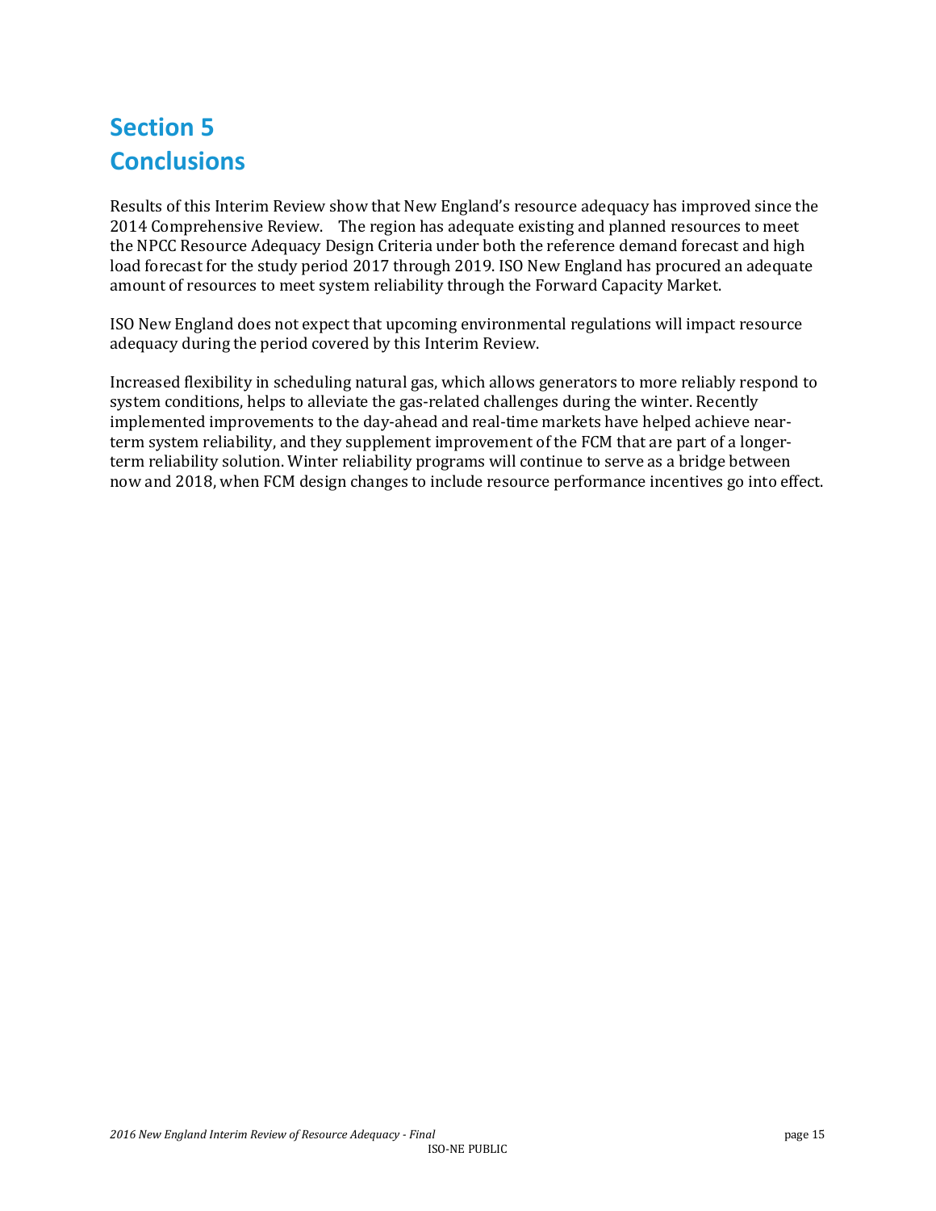# Section 5
# Conclusions

Results of this Interim Review show that New England's resource adequacy has improved since the 2014 Comprehensive Review. The region has adequate existing and planned resources to meet the NPCC Resource Adequacy Design Criteria under both the reference demand forecast and high load forecast for the study period 2017 through 2019. ISO New England has procured an adequate amount of resources to meet system reliability through the Forward Capacity Market.

ISO New England does not expect that upcoming environmental regulations will impact resource adequacy during the period covered by this Interim Review.

Increased flexibility in scheduling natural gas, which allows generators to more reliably respond to system conditions, helps to alleviate the gas-related challenges during the winter. Recently implemented improvements to the day-ahead and real-time markets have helped achieve near-term system reliability, and they supplement improvement of the FCM that are part of a longer-term reliability solution. Winter reliability programs will continue to serve as a bridge between now and 2018, when FCM design changes to include resource performance incentives go into effect.